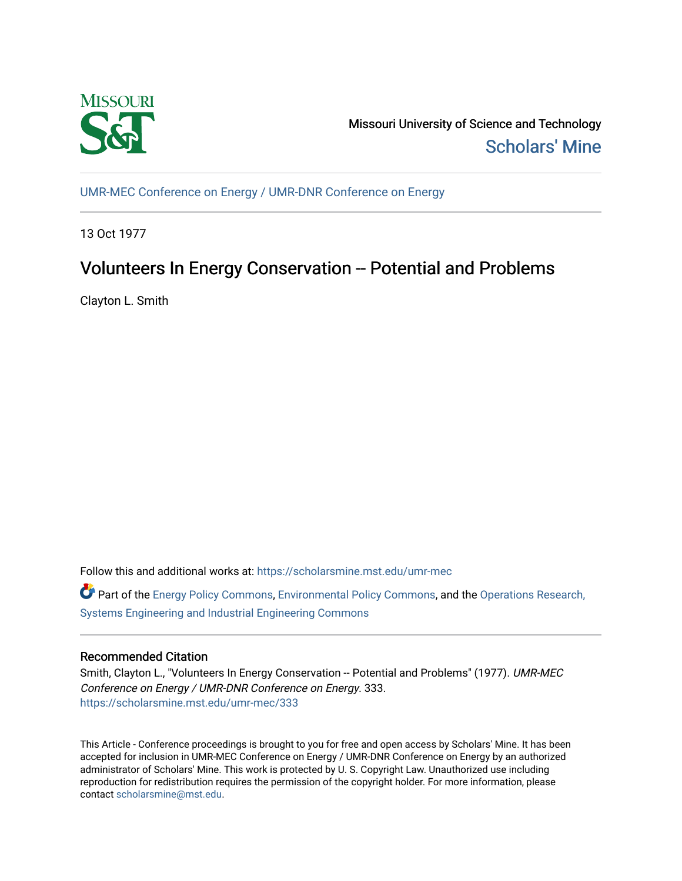Missouri University of Science and Technology

Scholars' Mine

UMR-MEC Conference on Energy / UMR-DNR Conference on Energy

13 Oct 1977

# Volunteers In Energy Conservation -- Potential and Problems

Clayton L. Smith

Follow this and additional works at: https://scholarsmine.mst.edu/umr-mec

Part of the Energy Policy Commons, Environmental Policy Commons, and the Operations Research, Systems Engineering and Industrial Engineering Commons

## Recommended Citation

Smith, Clayton L., "Volunteers In Energy Conservation -- Potential and Problems" (1977). *UMR-MEC Conference on Energy / UMR-DNR Conference on Energy*. 333.
https://scholarsmine.mst.edu/umr-mec/333

This Article - Conference proceedings is brought to you for free and open access by Scholars' Mine. It has been accepted for inclusion in UMR-MEC Conference on Energy / UMR-DNR Conference on Energy by an authorized administrator of Scholars' Mine. This work is protected by U. S. Copyright Law. Unauthorized use including reproduction for redistribution requires the permission of the copyright holder. For more information, please contact scholarsmine@mst.edu.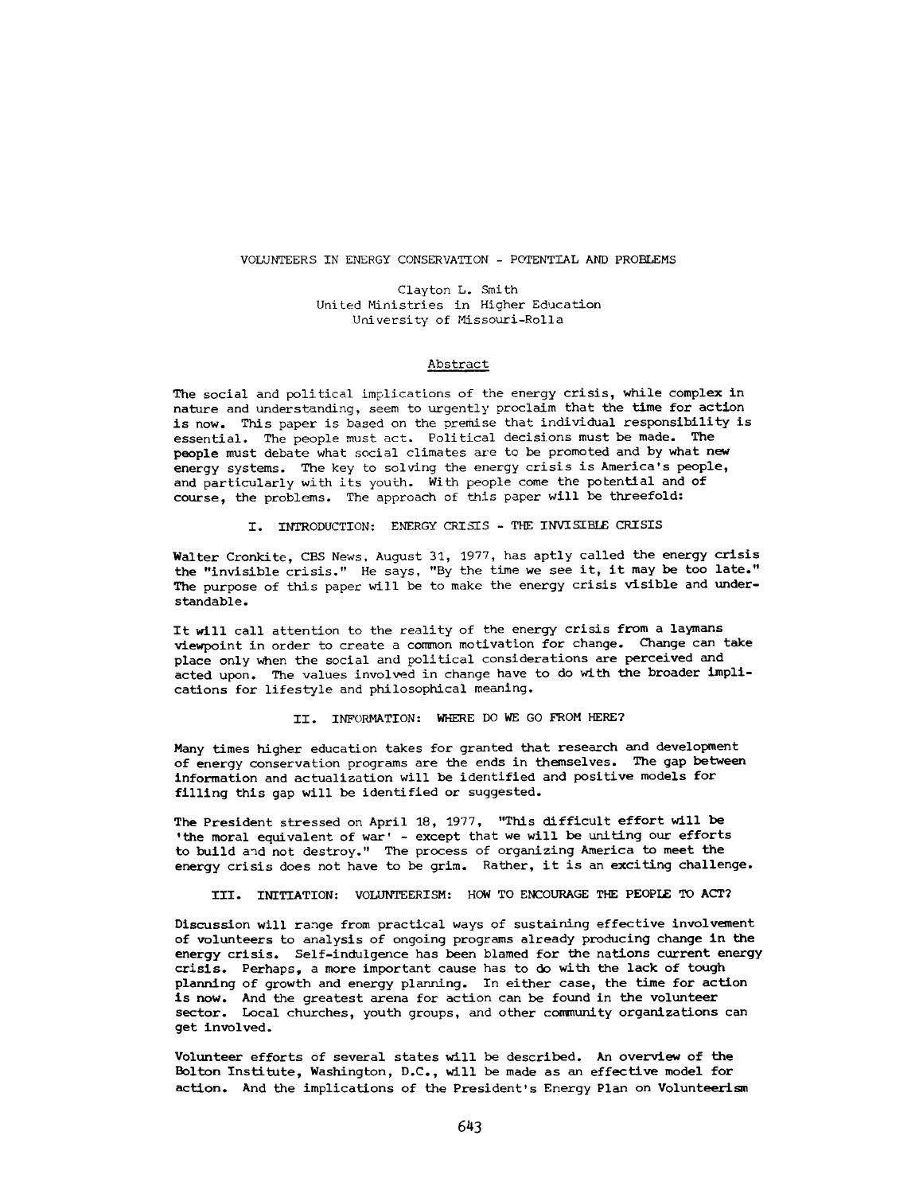VOLUNTEERS IN ENERGY CONSERVATION - POTENTIAL AND PROBLEMS

Clayton L. Smith
United Ministries in Higher Education
University of Missouri-Rolla

## Abstract

The social and political implications of the energy crisis, while complex in nature and understanding, seem to urgently proclaim that the time for action is now. This paper is based on the premise that individual responsibility is essential. The people must act. Political decisions must be made. The people must debate what social climates are to be promoted and by what new energy systems. The key to solving the energy crisis is America's people, and particularly with its youth. With people come the potential and of course, the problems. The approach of this paper will be threefold:

### I. INTRODUCTION: ENERGY CRISIS - THE INVISIBLE CRISIS

Walter Cronkite, CBS News, August 31, 1977, has aptly called the energy crisis the "invisible crisis." He says, "By the time we see it, it may be too late." The purpose of this paper will be to make the energy crisis visible and understandable.

It will call attention to the reality of the energy crisis from a laymans viewpoint in order to create a common motivation for change. Change can take place only when the social and political considerations are perceived and acted upon. The values involved in change have to do with the broader implications for lifestyle and philosophical meaning.

### II. INFORMATION: WHERE DO WE GO FROM HERE?

Many times higher education takes for granted that research and development of energy conservation programs are the ends in themselves. The gap between information and actualization will be identified and positive models for filling this gap will be identified or suggested.

The President stressed on April 18, 1977, "This difficult effort will be 'the moral equivalent of war' - except that we will be uniting our efforts to build and not destroy." The process of organizing America to meet the energy crisis does not have to be grim. Rather, it is an exciting challenge.

### III. INITIATION: VOLUNTEERISM: HOW TO ENCOURAGE THE PEOPLE TO ACT?

Discussion will range from practical ways of sustaining effective involvement of volunteers to analysis of ongoing programs already producing change in the energy crisis. Self-indulgence has been blamed for the nations current energy crisis. Perhaps, a more important cause has to do with the lack of tough planning of growth and energy planning. In either case, the time for action is now. And the greatest arena for action can be found in the volunteer sector. Local churches, youth groups, and other community organizations can get involved.

Volunteer efforts of several states will be described. An overview of the Bolton Institute, Washington, D.C., will be made as an effective model for action. And the implications of the President's Energy Plan on Volunteerism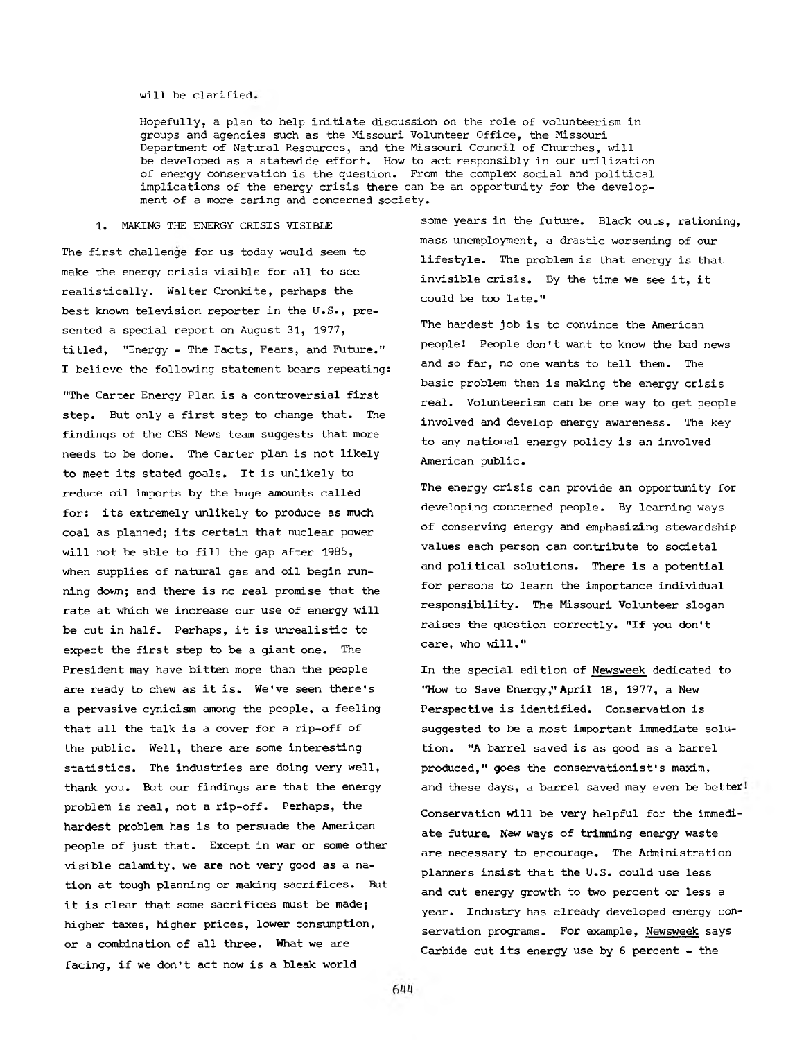will be clarified.

Hopefully, a plan to help initiate discussion on the role of volunteerism in groups and agencies such as the Missouri Volunteer Office, the Missouri Department of Natural Resources, and the Missouri Council of Churches, will be developed as a statewide effort. How to act responsibly in our utilization of energy conservation is the question. From the complex social and political implications of the energy crisis there can be an opportunity for the development of a more caring and concerned society.

## 1. MAKING THE ENERGY CRISIS VISIBLE

The first challenge for us today would seem to make the energy crisis visible for all to see realistically. Walter Cronkite, perhaps the best known television reporter in the U.S., presented a special report on August 31, 1977, titled, "Energy - The Facts, Fears, and Future." I believe the following statement bears repeating:

"The Carter Energy Plan is a controversial first step. But only a first step to change that. The findings of the CBS News team suggests that more needs to be done. The Carter plan is not likely to meet its stated goals. It is unlikely to reduce oil imports by the huge amounts called for: its extremely unlikely to produce as much coal as planned; its certain that nuclear power will not be able to fill the gap after 1985, when supplies of natural gas and oil begin running down; and there is no real promise that the rate at which we increase our use of energy will be cut in half. Perhaps, it is unrealistic to expect the first step to be a giant one. The President may have bitten more than the people are ready to chew as it is. We've seen there's a pervasive cynicism among the people, a feeling that all the talk is a cover for a rip-off of the public. Well, there are some interesting statistics. The industries are doing very well, thank you. But our findings are that the energy problem is real, not a rip-off. Perhaps, the hardest problem has is to persuade the American people of just that. Except in war or some other visible calamity, we are not very good as a nation at tough planning or making sacrifices. But it is clear that some sacrifices must be made; higher taxes, higher prices, lower consumption, or a combination of all three. What we are facing, if we don't act now is a bleak world some years in the future. Black outs, rationing, mass unemployment, a drastic worsening of our lifestyle. The problem is that energy is that invisible crisis. By the time we see it, it could be too late."

The hardest job is to convince the American people! People don't want to know the bad news and so far, no one wants to tell them. The basic problem then is making the energy crisis real. Volunteerism can be one way to get people involved and develop energy awareness. The key to any national energy policy is an involved American public.

The energy crisis can provide an opportunity for developing concerned people. By learning ways of conserving energy and emphasizing stewardship values each person can contribute to societal and political solutions. There is a potential for persons to learn the importance individual responsibility. The Missouri Volunteer slogan raises the question correctly. "If you don't care, who will."

In the special edition of Newsweek dedicated to "How to Save Energy," April 18, 1977, a New Perspective is identified. Conservation is suggested to be a most important immediate solution. "A barrel saved is as good as a barrel produced," goes the conservationist's maxim, and these days, a barrel saved may even be better!

Conservation will be very helpful for the immediate future. New ways of trimming energy waste are necessary to encourage. The Administration planners insist that the U.S. could use less and cut energy growth to two percent or less a year. Industry has already developed energy conservation programs. For example, Newsweek says Carbide cut its energy use by 6 percent - the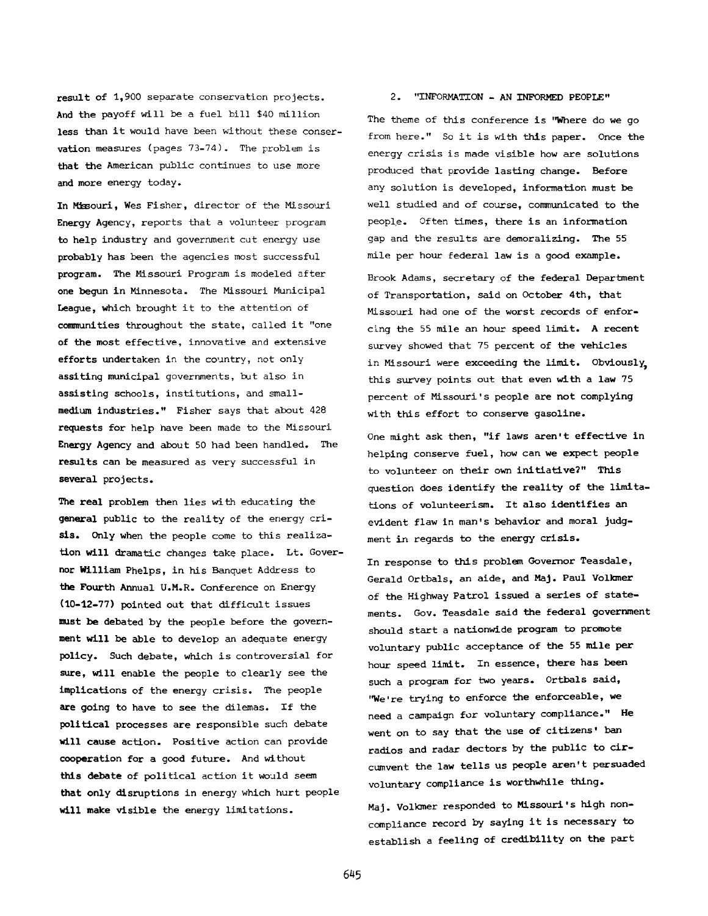result of 1,900 separate conservation projects. And the payoff will be a fuel bill $40 million less than it would have been without these conservation measures (pages 73-74). The problem is that the American public continues to use more and more energy today.

In Missouri, Wes Fisher, director of the Missouri Energy Agency, reports that a volunteer program to help industry and government cut energy use probably has been the agencies most successful program. The Missouri Program is modeled after one begun in Minnesota. The Missouri Municipal League, which brought it to the attention of communities throughout the state, called it "one of the most effective, innovative and extensive efforts undertaken in the country, not only assiting municipal governments, but also in assisting schools, institutions, and small-medium industries." Fisher says that about 428 requests for help have been made to the Missouri Energy Agency and about 50 had been handled. The results can be measured as very successful in several projects.

The real problem then lies with educating the general public to the reality of the energy crisis. Only when the people come to this realization will dramatic changes take place. Lt. Governor William Phelps, in his Banquet Address to the Fourth Annual U.M.R. Conference on Energy (10-12-77) pointed out that difficult issues must be debated by the people before the government will be able to develop an adequate energy policy. Such debate, which is controversial for sure, will enable the people to clearly see the implications of the energy crisis. The people are going to have to see the dilemas. If the political processes are responsible such debate will cause action. Positive action can provide cooperation for a good future. And without this debate of political action it would seem that only disruptions in energy which hurt people will make visible the energy limitations.

## 2. "INFORMATION - AN INFORMED PEOPLE"

The theme of this conference is "Where do we go from here." So it is with this paper. Once the energy crisis is made visible how are solutions produced that provide lasting change. Before any solution is developed, information must be well studied and of course, communicated to the people. Often times, there is an information gap and the results are demoralizing. The 55 mile per hour federal law is a good example.

Brook Adams, secretary of the federal Department of Transportation, said on October 4th, that Missouri had one of the worst records of enforcing the 55 mile an hour speed limit. A recent survey showed that 75 percent of the vehicles in Missouri were exceeding the limit. Obviously, this survey points out that even with a law 75 percent of Missouri's people are not complying with this effort to conserve gasoline.

One might ask then, "if laws aren't effective in helping conserve fuel, how can we expect people to volunteer on their own initiative?" This question does identify the reality of the limitations of volunteerism. It also identifies an evident flaw in man's behavior and moral judgment in regards to the energy crisis.

In response to this problem Governor Teasdale, Gerald Ortbals, an aide, and Maj. Paul Volkmer of the Highway Patrol issued a series of statements. Gov. Teasdale said the federal government should start a nationwide program to promote voluntary public acceptance of the 55 mile per hour speed limit. In essence, there has been such a program for two years. Ortbals said, "We're trying to enforce the enforceable, we need a campaign for voluntary compliance." He went on to say that the use of citizens' ban radios and radar dectors by the public to circumvent the law tells us people aren't persuaded voluntary compliance is worthwhile thing.

Maj. Volkmer responded to Missouri's high noncompliance record by saying it is necessary to establish a feeling of credibility on the part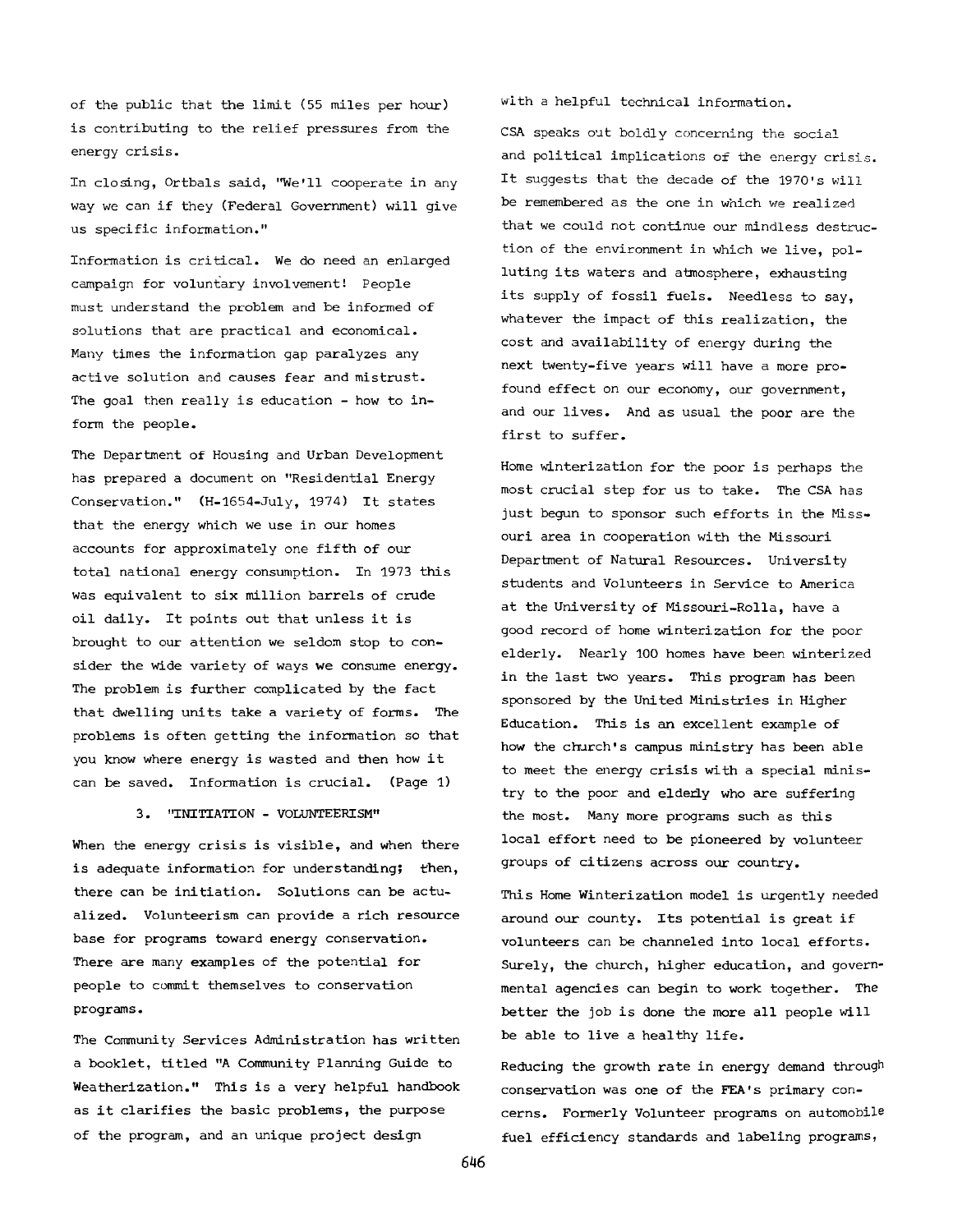of the public that the limit (55 miles per hour) is contributing to the relief pressures from the energy crisis.

In closing, Ortbals said, "We'll cooperate in any way we can if they (Federal Government) will give us specific information."

Information is critical. We do need an enlarged campaign for voluntary involvement! People must understand the problem and be informed of solutions that are practical and economical. Many times the information gap paralyzes any active solution and causes fear and mistrust. The goal then really is education - how to inform the people.

The Department of Housing and Urban Development has prepared a document on "Residential Energy Conservation." (H-1654-July, 1974) It states that the energy which we use in our homes accounts for approximately one fifth of our total national energy consumption. In 1973 this was equivalent to six million barrels of crude oil daily. It points out that unless it is brought to our attention we seldom stop to consider the wide variety of ways we consume energy. The problem is further complicated by the fact that dwelling units take a variety of forms. The problems is often getting the information so that you know where energy is wasted and then how it can be saved. Information is crucial. (Page 1)

### 3. "INITIATION - VOLUNTEERISM"

When the energy crisis is visible, and when there is adequate information for understanding; then, there can be initiation. Solutions can be actualized. Volunteerism can provide a rich resource base for programs toward energy conservation. There are many examples of the potential for people to commit themselves to conservation programs.

The Community Services Administration has written a booklet, titled "A Community Planning Guide to Weatherization." This is a very helpful handbook as it clarifies the basic problems, the purpose of the program, and an unique project design with a helpful technical information.

CSA speaks out boldly concerning the social and political implications of the energy crisis. It suggests that the decade of the 1970's will be remembered as the one in which we realized that we could not continue our mindless destruction of the environment in which we live, polluting its waters and atmosphere, exhausting its supply of fossil fuels. Needless to say, whatever the impact of this realization, the cost and availability of energy during the next twenty-five years will have a more profound effect on our economy, our government, and our lives. And as usual the poor are the first to suffer.

Home winterization for the poor is perhaps the most crucial step for us to take. The CSA has just begun to sponsor such efforts in the Missouri area in cooperation with the Missouri Department of Natural Resources. University students and Volunteers in Service to America at the University of Missouri-Rolla, have a good record of home winterization for the poor elderly. Nearly 100 homes have been winterized in the last two years. This program has been sponsored by the United Ministries in Higher Education. This is an excellent example of how the church's campus ministry has been able to meet the energy crisis with a special ministry to the poor and elderly who are suffering the most. Many more programs such as this local effort need to be pioneered by volunteer groups of citizens across our country.

This Home Winterization model is urgently needed around our county. Its potential is great if volunteers can be channeled into local efforts. Surely, the church, higher education, and governmental agencies can begin to work together. The better the job is done the more all people will be able to live a healthy life.

Reducing the growth rate in energy demand through conservation was one of the FEA's primary concerns. Formerly Volunteer programs on automobile fuel efficiency standards and labeling programs,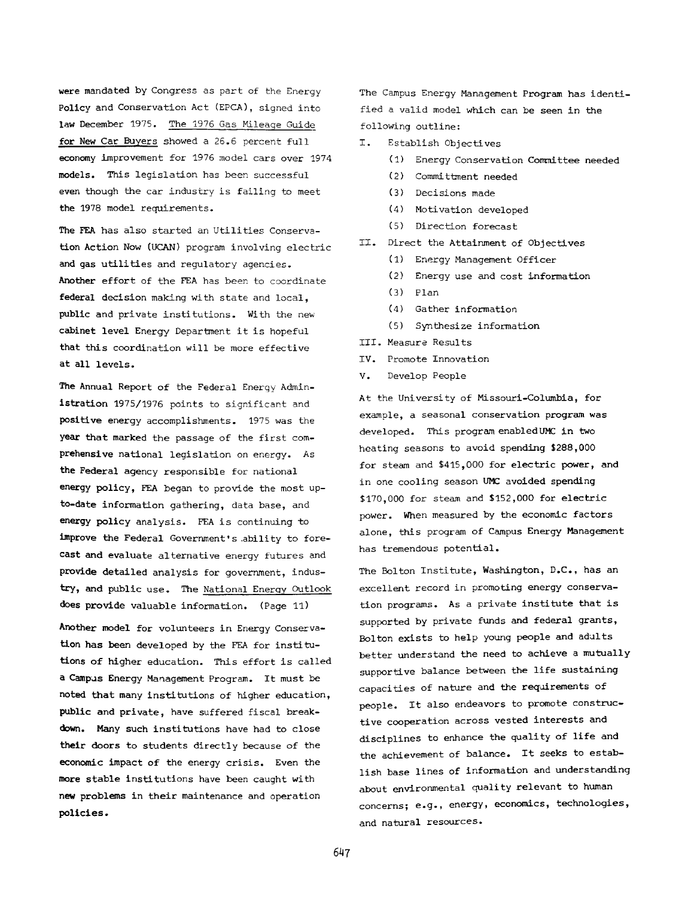were mandated by Congress as part of the Energy Policy and Conservation Act (EPCA), signed into law December 1975. The 1976 Gas Mileage Guide for New Car Buyers showed a 26.6 percent full economy improvement for 1976 model cars over 1974 models. This legislation has been successful even though the car industry is failing to meet the 1978 model requirements.

The FEA has also started an Utilities Conservation Action Now (UCAN) program involving electric and gas utilities and regulatory agencies. Another effort of the FEA has been to coordinate federal decision making with state and local, public and private institutions. With the new cabinet level Energy Department it is hopeful that this coordination will be more effective at all levels.

The Annual Report of the Federal Energy Administration 1975/1976 points to significant and positive energy accomplishments. 1975 was the year that marked the passage of the first comprehensive national legislation on energy. As the Federal agency responsible for national energy policy, FEA began to provide the most up-to-date information gathering, data base, and energy policy analysis. FEA is continuing to improve the Federal Government's ability to forecast and evaluate alternative energy futures and provide detailed analysis for government, industry, and public use. The National Energy Outlook does provide valuable information. (Page 11)

Another model for volunteers in Energy Conservation has been developed by the FEA for institutions of higher education. This effort is called a Campus Energy Management Program. It must be noted that many institutions of higher education, public and private, have suffered fiscal breakdown. Many such institutions have had to close their doors to students directly because of the economic impact of the energy crisis. Even the more stable institutions have been caught with new problems in their maintenance and operation policies.

The Campus Energy Management Program has identified a valid model which can be seen in the following outline:

I. Establish Objectives
   (1) Energy Conservation Committee needed
   (2) Committment needed
   (3) Decisions made
   (4) Motivation developed
   (5) Direction forecast
II. Direct the Attainment of Objectives
   (1) Energy Management Officer
   (2) Energy use and cost information
   (3) Plan
   (4) Gather information
   (5) Synthesize information
III. Measure Results
IV. Promote Innovation
V. Develop People

At the University of Missouri-Columbia, for example, a seasonal conservation program was developed. This program enabled UMC in two heating seasons to avoid spending $288,000 for steam and $415,000 for electric power, and in one cooling season UMC avoided spending $170,000 for steam and $152,000 for electric power. When measured by the economic factors alone, this program of Campus Energy Management has tremendous potential.

The Bolton Institute, Washington, D.C., has an excellent record in promoting energy conservation programs. As a private institute that is supported by private funds and federal grants, Bolton exists to help young people and adults better understand the need to achieve a mutually supportive balance between the life sustaining capacities of nature and the requirements of people. It also endeavors to promote constructive cooperation across vested interests and disciplines to enhance the quality of life and the achievement of balance. It seeks to establish base lines of information and understanding about environmental quality relevant to human concerns; e.g., energy, economics, technologies, and natural resources.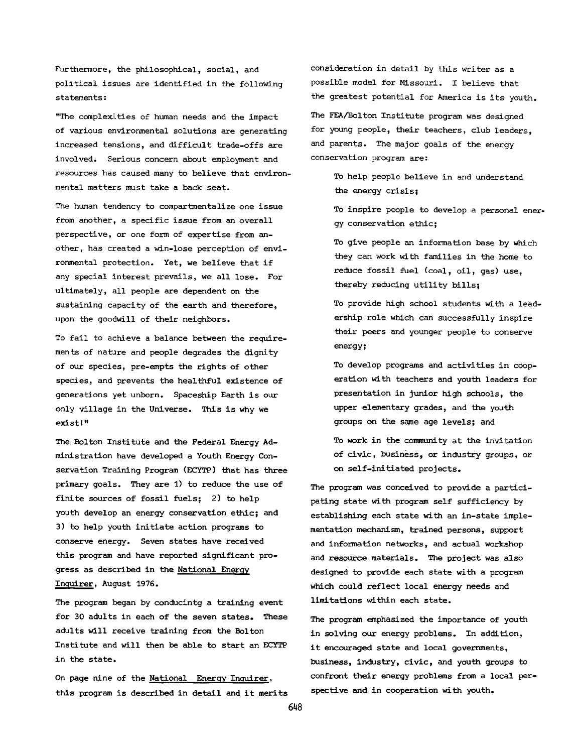Furthermore, the philosophical, social, and political issues are identified in the following statements:

"The complexities of human needs and the impact of various environmental solutions are generating increased tensions, and difficult trade-offs are involved. Serious concern about employment and resources has caused many to believe that environmental matters must take a back seat.

The human tendency to compartmentalize one issue from another, a specific issue from an overall perspective, or one form of expertise from another, has created a win-lose perception of environmental protection. Yet, we believe that if any special interest prevails, we all lose. For ultimately, all people are dependent on the sustaining capacity of the earth and therefore, upon the goodwill of their neighbors.

To fail to achieve a balance between the requirements of nature and people degrades the dignity of our species, pre-empts the rights of other species, and prevents the healthful existence of generations yet unborn. Spaceship Earth is our only village in the Universe. This is why we exist!"

The Bolton Institute and the Federal Energy Administration have developed a Youth Energy Conservation Training Program (ECYTP) that has three primary goals. They are 1) to reduce the use of finite sources of fossil fuels; 2) to help youth develop an energy conservation ethic; and 3) to help youth initiate action programs to conserve energy. Seven states have received this program and have reported significant progress as described in the National Energy Inquirer, August 1976.

The program began by conducintg a training event for 30 adults in each of the seven states. These adults will receive training from the Bolton Institute and will then be able to start an ECYTP in the state.

On page nine of the National Energy Inquirer, this program is described in detail and it merits consideration in detail by this writer as a possible model for Missouri. I believe that the greatest potential for America is its youth.

The FEA/Bolton Institute program was designed for young people, their teachers, club leaders, and parents. The major goals of the energy conservation program are:

To help people believe in and understand the energy crisis;

To inspire people to develop a personal energy conservation ethic;

To give people an information base by which they can work with families in the home to reduce fossil fuel (coal, oil, gas) use, thereby reducing utility bills;

To provide high school students with a leadership role which can successfully inspire their peers and younger people to conserve energy;

To develop programs and activities in cooperation with teachers and youth leaders for presentation in junior high schools, the upper elementary grades, and the youth groups on the same age levels; and

To work in the community at the invitation of civic, business, or industry groups, or on self-initiated projects.

The program was conceived to provide a participating state with program self sufficiency by establishing each state with an in-state implementation mechanism, trained persons, support and information networks, and actual workshop and resource materials. The project was also designed to provide each state with a program which could reflect local energy needs and limitations within each state.

The program emphasized the importance of youth in solving our energy problems. In addition, it encouraged state and local governments, business, industry, civic, and youth groups to confront their energy problems from a local perspective and in cooperation with youth.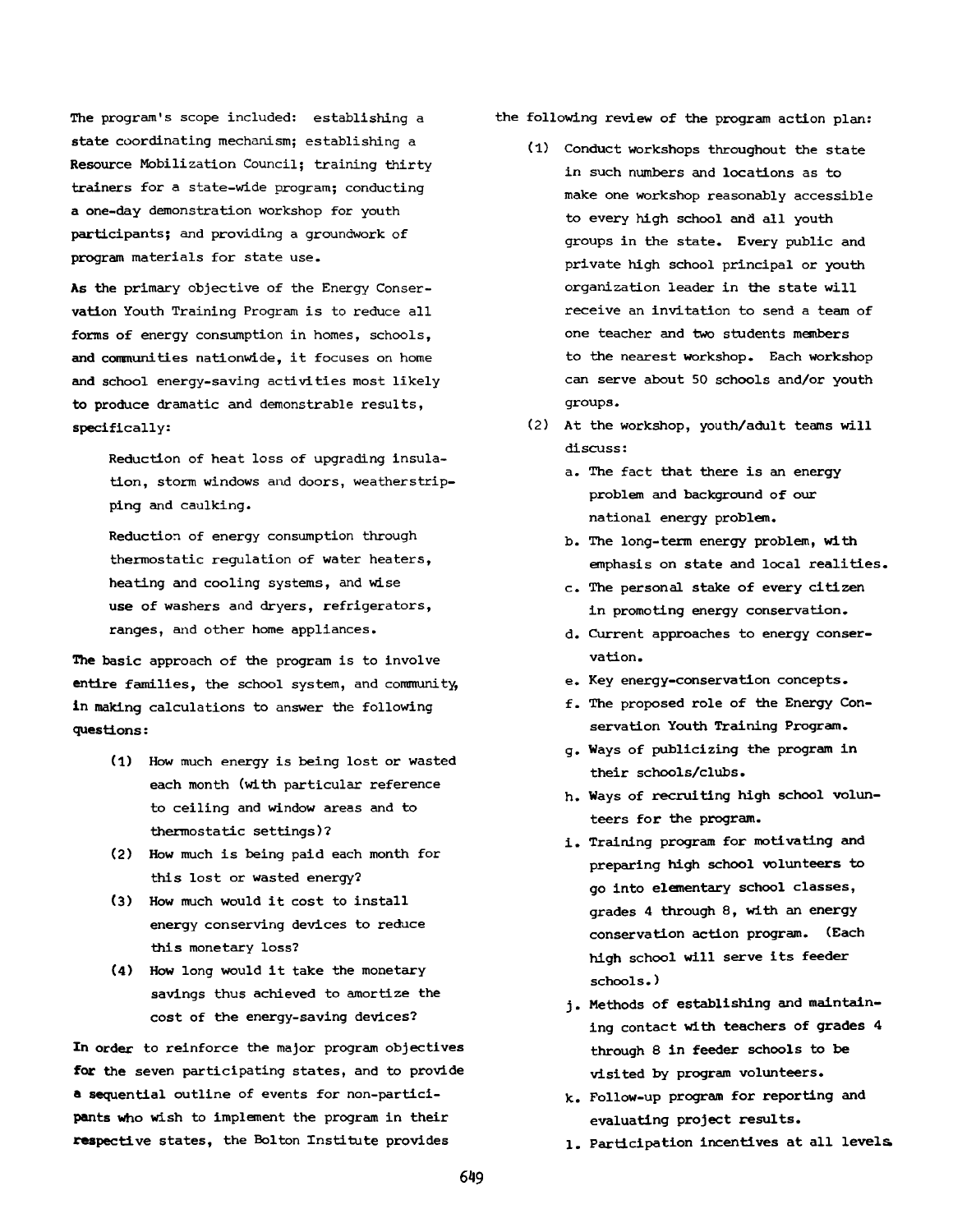The program's scope included: establishing a state coordinating mechanism; establishing a Resource Mobilization Council; training thirty trainers for a state-wide program; conducting a one-day demonstration workshop for youth participants; and providing a groundwork of program materials for state use.

As the primary objective of the Energy Conservation Youth Training Program is to reduce all forms of energy consumption in homes, schools, and communities nationwide, it focuses on home and school energy-saving activities most likely to produce dramatic and demonstrable results, specifically:

> Reduction of heat loss of upgrading insulation, storm windows and doors, weatherstripping and caulking.
>
> Reduction of energy consumption through thermostatic regulation of water heaters, heating and cooling systems, and wise use of washers and dryers, refrigerators, ranges, and other home appliances.

The basic approach of the program is to involve entire families, the school system, and community, in making calculations to answer the following questions:

(1) How much energy is being lost or wasted each month (with particular reference to ceiling and window areas and to thermostatic settings)?

(2) How much is being paid each month for this lost or wasted energy?

(3) How much would it cost to install energy conserving devices to reduce this monetary loss?

(4) How long would it take the monetary savings thus achieved to amortize the cost of the energy-saving devices?

In order to reinforce the major program objectives for the seven participating states, and to provide a sequential outline of events for non-participants who wish to implement the program in their respective states, the Bolton Institute provides the following review of the program action plan:

(1) Conduct workshops throughout the state in such numbers and locations as to make one workshop reasonably accessible to every high school and all youth groups in the state. Every public and private high school principal or youth organization leader in the state will receive an invitation to send a team of one teacher and two students members to the nearest workshop. Each workshop can serve about 50 schools and/or youth groups.

(2) At the workshop, youth/adult teams will discuss:

   a. The fact that there is an energy problem and background of our national energy problem.
   b. The long-term energy problem, with emphasis on state and local realities.
   c. The personal stake of every citizen in promoting energy conservation.
   d. Current approaches to energy conservation.
   e. Key energy-conservation concepts.
   f. The proposed role of the Energy Conservation Youth Training Program.
   g. Ways of publicizing the program in their schools/clubs.
   h. Ways of recruiting high school volunteers for the program.
   i. Training program for motivating and preparing high school volunteers to go into elementary school classes, grades 4 through 8, with an energy conservation action program. (Each high school will serve its feeder schools.)
   j. Methods of establishing and maintaining contact with teachers of grades 4 through 8 in feeder schools to be visited by program volunteers.
   k. Follow-up program for reporting and evaluating project results.
   l. Participation incentives at all levels.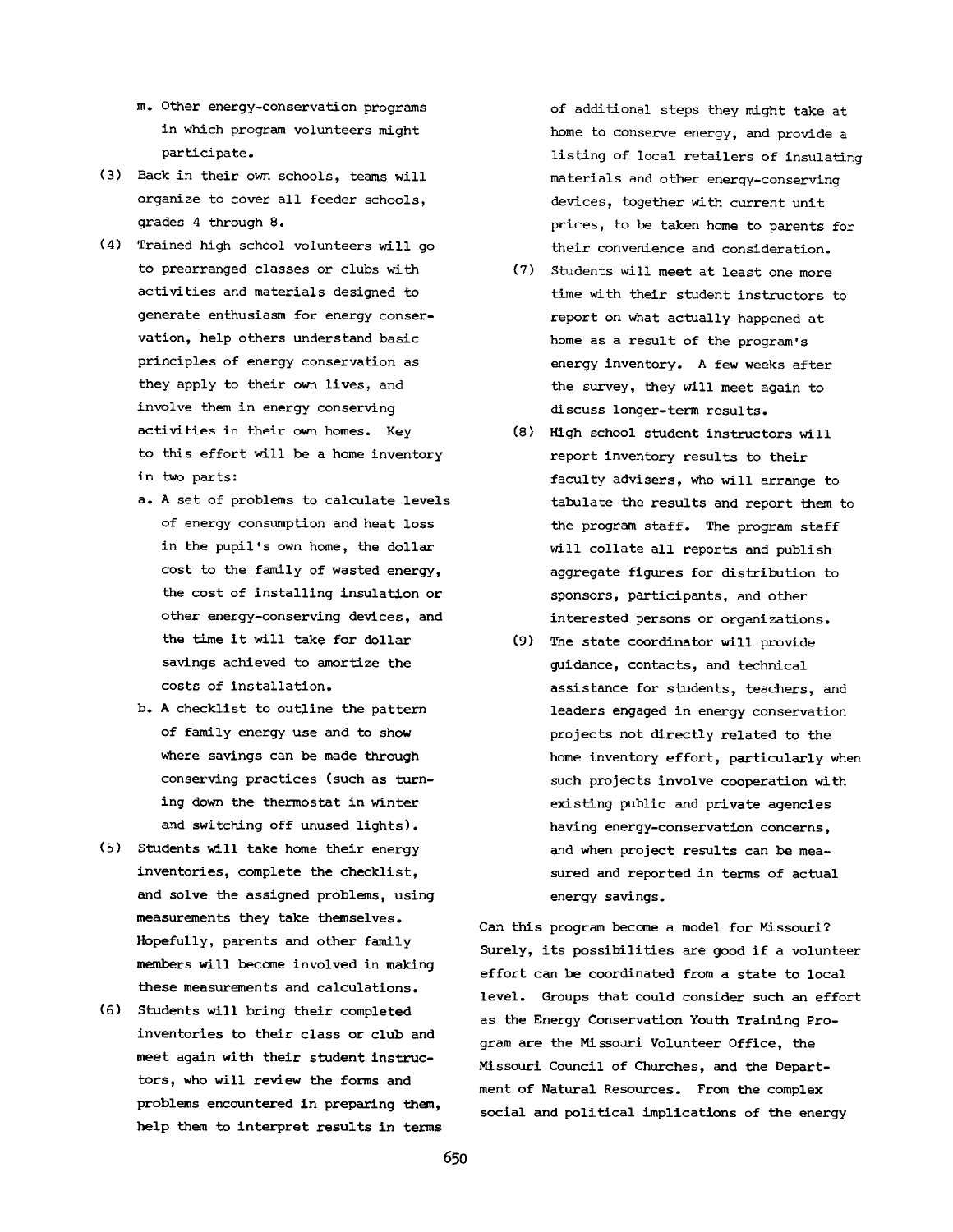m. Other energy-conservation programs in which program volunteers might participate.

(3) Back in their own schools, teams will organize to cover all feeder schools, grades 4 through 8.

(4) Trained high school volunteers will go to prearranged classes or clubs with activities and materials designed to generate enthusiasm for energy conservation, help others understand basic principles of energy conservation as they apply to their own lives, and involve them in energy conserving activities in their own homes. Key to this effort will be a home inventory in two parts:

   a. A set of problems to calculate levels of energy consumption and heat loss in the pupil's own home, the dollar cost to the family of wasted energy, the cost of installing insulation or other energy-conserving devices, and the time it will take for dollar savings achieved to amortize the costs of installation.

   b. A checklist to outline the pattern of family energy use and to show where savings can be made through conserving practices (such as turning down the thermostat in winter and switching off unused lights).

(5) Students will take home their energy inventories, complete the checklist, and solve the assigned problems, using measurements they take themselves. Hopefully, parents and other family members will become involved in making these measurements and calculations.

(6) Students will bring their completed inventories to their class or club and meet again with their student instructors, who will review the forms and problems encountered in preparing them, help them to interpret results in terms of additional steps they might take at home to conserve energy, and provide a listing of local retailers of insulating materials and other energy-conserving devices, together with current unit prices, to be taken home to parents for their convenience and consideration.

(7) Students will meet at least one more time with their student instructors to report on what actually happened at home as a result of the program's energy inventory. A few weeks after the survey, they will meet again to discuss longer-term results.

(8) High school student instructors will report inventory results to their faculty advisers, who will arrange to tabulate the results and report them to the program staff. The program staff will collate all reports and publish aggregate figures for distribution to sponsors, participants, and other interested persons or organizations.

(9) The state coordinator will provide guidance, contacts, and technical assistance for students, teachers, and leaders engaged in energy conservation projects not directly related to the home inventory effort, particularly when such projects involve cooperation with existing public and private agencies having energy-conservation concerns, and when project results can be measured and reported in terms of actual energy savings.

Can this program become a model for Missouri? Surely, its possibilities are good if a volunteer effort can be coordinated from a state to local level. Groups that could consider such an effort as the Energy Conservation Youth Training Program are the Missouri Volunteer Office, the Missouri Council of Churches, and the Department of Natural Resources. From the complex social and political implications of the energy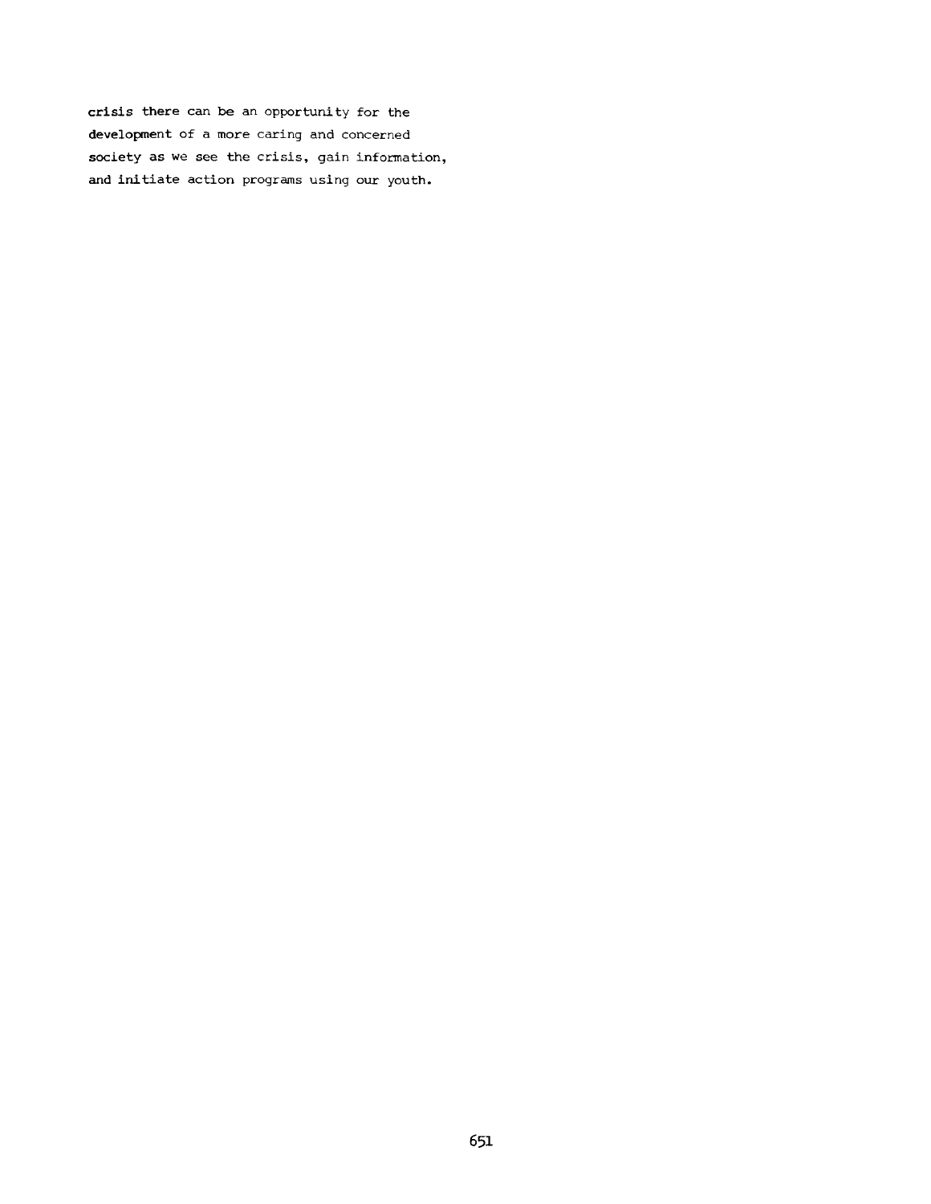crisis there can be an opportunity for the development of a more caring and concerned society as we see the crisis, gain information, and initiate action programs using our youth.